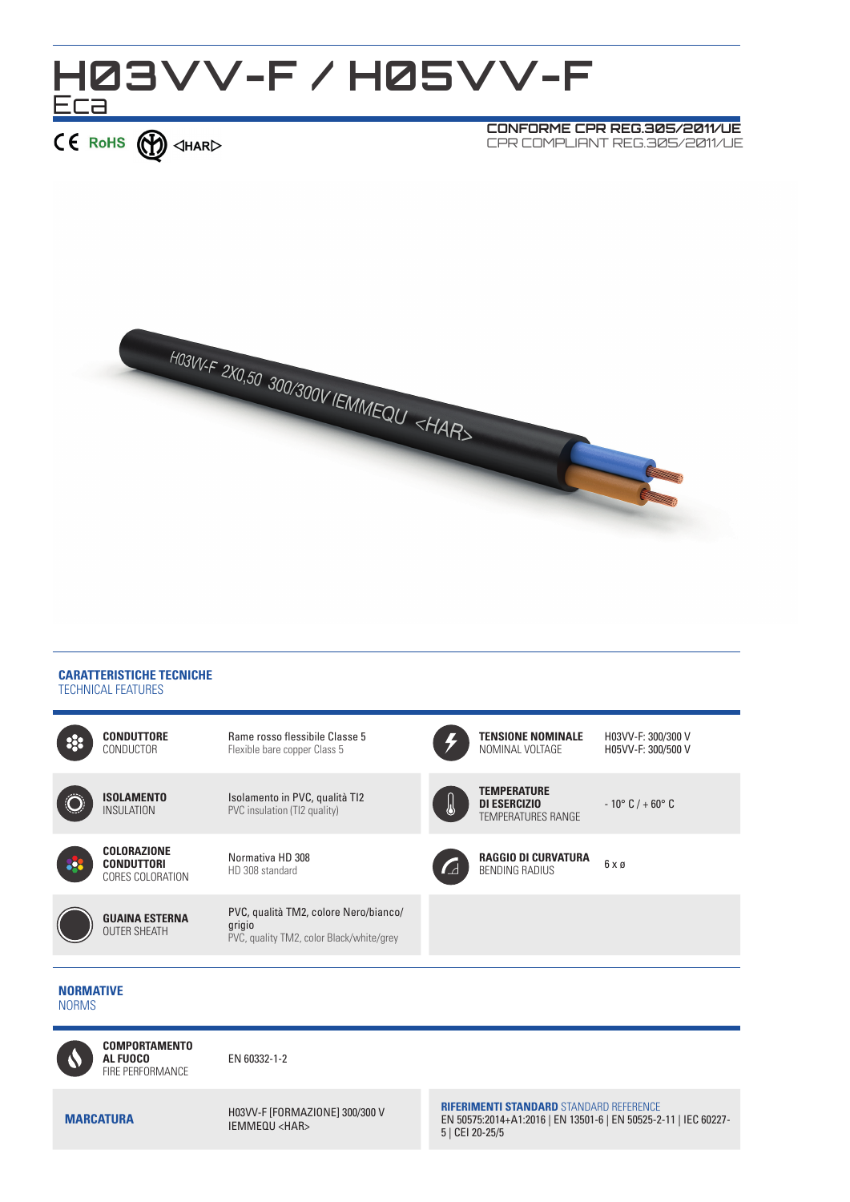# H03VV-F / H05VV-F

Eca

CE RoHS <HAR>

**CONFORME CPR REG.305/2011/UE**
CPR COMPLIANT REG.305/2011/UE

## CARATTERISTICHE TECNICHE
TECHNICAL FEATURES

| | | | |
|---|---|---|---|
| **CONDUTTORE** CONDUCTOR | Rame rosso flessibile Classe 5 / Flexible bare copper Class 5 | **TENSIONE NOMINALE** NOMINAL VOLTAGE | H03VV-F: 300/300 V<br>H05VV-F: 300/500 V |
| **ISOLAMENTO** INSULATION | Isolamento in PVC, qualità TI2 / PVC insulation (TI2 quality) | **TEMPERATURE DI ESERCIZIO** TEMPERATURES RANGE | - 10° C / + 60° C |
| **COLORAZIONE CONDUTTORI** CORES COLORATION | Normativa HD 308 / HD 308 standard | **RAGGIO DI CURVATURA** BENDING RADIUS | 6 x ø |
| **GUAINA ESTERNA** OUTER SHEATH | PVC, qualità TM2, colore Nero/bianco/grigio / PVC, quality TM2, color Black/white/grey | | |

## NORMATIVE
NORMS

| | |
|---|---|
| **COMPORTAMENTO AL FUOCO** FIRE PERFORMANCE | EN 60332-1-2 |
| **MARCATURA** | H03VV-F [FORMAZIONE] 300/300 V IEMMEQU <HAR> |

**RIFERIMENTI STANDARD** STANDARD REFERENCE
EN 50575:2014+A1:2016 | EN 13501-6 | EN 50525-2-11 | IEC 60227-5 | CEI 20-25/5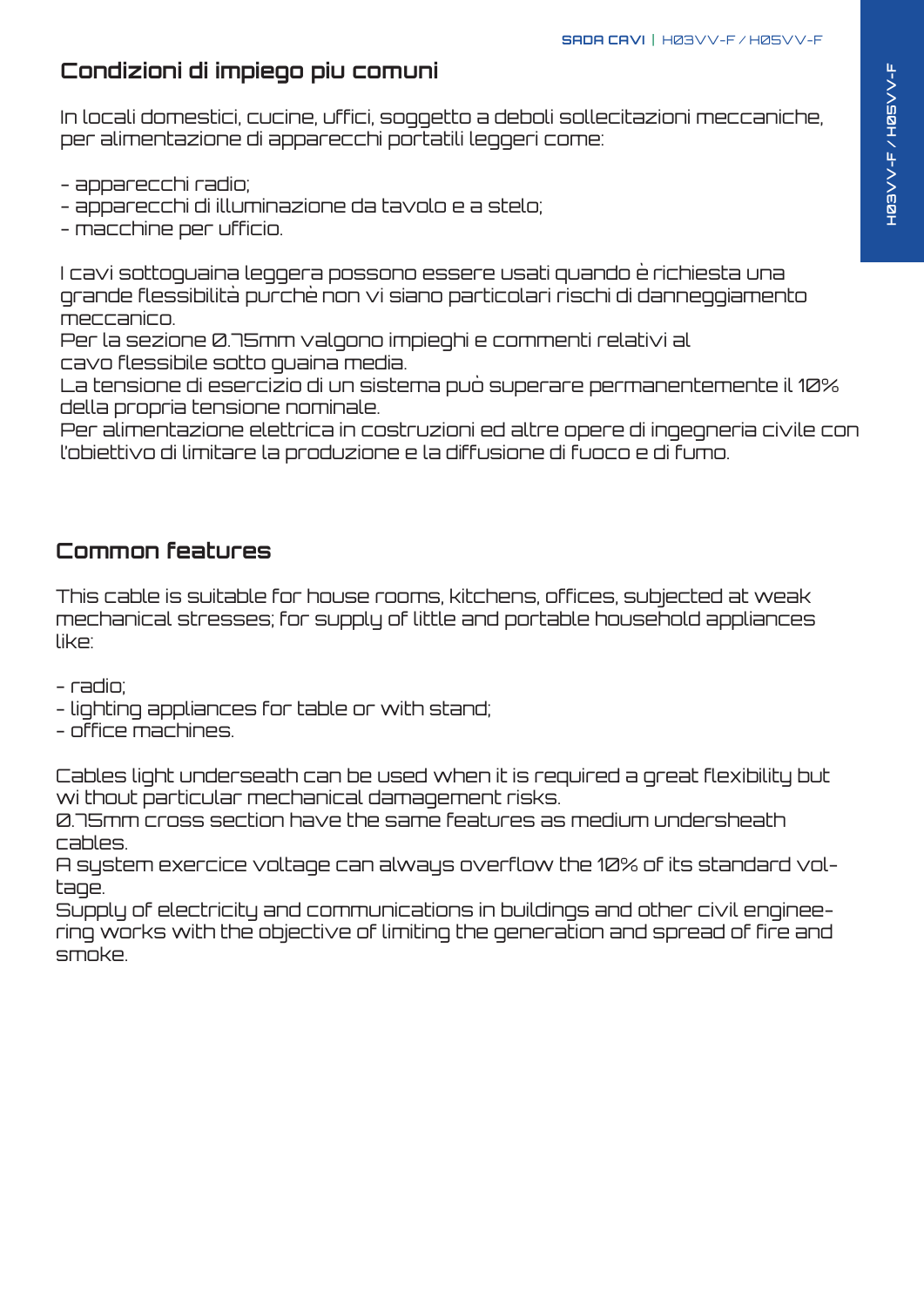## Condizioni di impiego piu comuni

In locali domestici, cucine, uffici, soggetto a deboli sollecitazioni meccaniche, per alimentazione di apparecchi portatili leggeri come:

- apparecchi radio;
- apparecchi di illuminazione da tavolo e a stelo;
- macchine per ufficio.

I cavi sottoguaina leggera possono essere usati quando è richiesta una grande flessibilità purchè non vi siano particolari rischi di danneggiamento meccanico.
Per la sezione 0.75mm valgono impieghi e commenti relativi al cavo flessibile sotto guaina media.
La tensione di esercizio di un sistema può superare permanentemente il 10% della propria tensione nominale.
Per alimentazione elettrica in costruzioni ed altre opere di ingegneria civile con l'obiettivo di limitare la produzione e la diffusione di fuoco e di fumo.

## Common features

This cable is suitable for house rooms, kitchens, offices, subjected at weak mechanical stresses; for supply of little and portable household appliances like:

- radio;
- lighting appliances for table or with stand;
- office machines.

Cables light underseath can be used when it is required a great flexibility but wi thout particular mechanical damagement risks.
0.75mm cross section have the same features as medium undersheath cables.
A system exercice voltage can always overflow the 10% of its standard voltage.
Supply of electricity and communications in buildings and other civil engineering works with the objective of limiting the generation and spread of fire and smoke.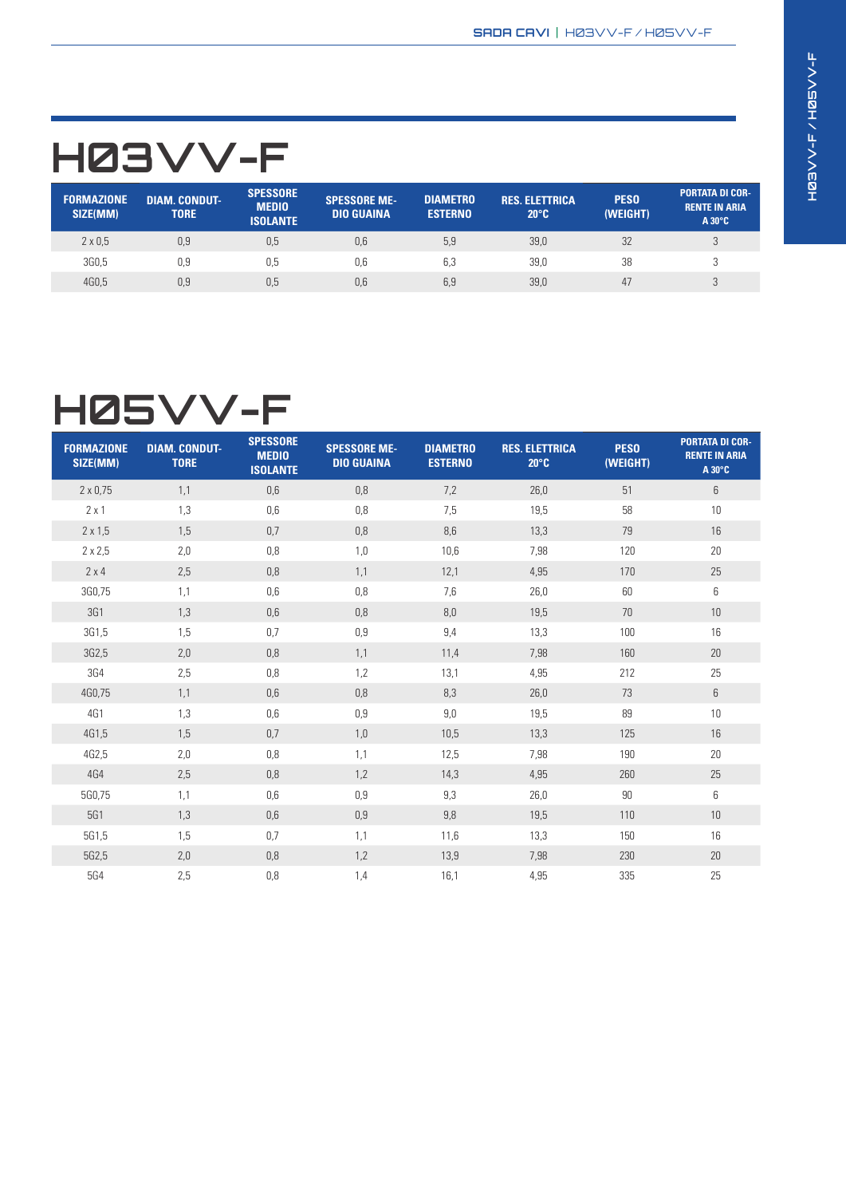# H03VV-F

| FORMAZIONE SIZE(MM) | DIAM. CONDUTTORE | SPESSORE MEDIO ISOLANTE | SPESSORE MEDIO GUAINA | DIAMETRO ESTERNO | RES. ELETTRICA 20°C | PESO (WEIGHT) | PORTATA DI CORRENTE IN ARIA A 30°C |
|---|---|---|---|---|---|---|---|
| 2 x 0,5 | 0,9 | 0,5 | 0,6 | 5,9 | 39,0 | 32 | 3 |
| 3G0,5 | 0,9 | 0,5 | 0,6 | 6,3 | 39,0 | 38 | 3 |
| 4G0,5 | 0,9 | 0,5 | 0,6 | 6,9 | 39,0 | 47 | 3 |

# H05VV-F

| FORMAZIONE SIZE(MM) | DIAM. CONDUTTORE | SPESSORE MEDIO ISOLANTE | SPESSORE MEDIO GUAINA | DIAMETRO ESTERNO | RES. ELETTRICA 20°C | PESO (WEIGHT) | PORTATA DI CORRENTE IN ARIA A 30°C |
|---|---|---|---|---|---|---|---|
| 2 x 0,75 | 1,1 | 0,6 | 0,8 | 7,2 | 26,0 | 51 | 6 |
| 2 x 1 | 1,3 | 0,6 | 0,8 | 7,5 | 19,5 | 58 | 10 |
| 2 x 1,5 | 1,5 | 0,7 | 0,8 | 8,6 | 13,3 | 79 | 16 |
| 2 x 2,5 | 2,0 | 0,8 | 1,0 | 10,6 | 7,98 | 120 | 20 |
| 2 x 4 | 2,5 | 0,8 | 1,1 | 12,1 | 4,95 | 170 | 25 |
| 3G0,75 | 1,1 | 0,6 | 0,8 | 7,6 | 26,0 | 60 | 6 |
| 3G1 | 1,3 | 0,6 | 0,8 | 8,0 | 19,5 | 70 | 10 |
| 3G1,5 | 1,5 | 0,7 | 0,9 | 9,4 | 13,3 | 100 | 16 |
| 3G2,5 | 2,0 | 0,8 | 1,1 | 11,4 | 7,98 | 160 | 20 |
| 3G4 | 2,5 | 0,8 | 1,2 | 13,1 | 4,95 | 212 | 25 |
| 4G0,75 | 1,1 | 0,6 | 0,8 | 8,3 | 26,0 | 73 | 6 |
| 4G1 | 1,3 | 0,6 | 0,9 | 9,0 | 19,5 | 89 | 10 |
| 4G1,5 | 1,5 | 0,7 | 1,0 | 10,5 | 13,3 | 125 | 16 |
| 4G2,5 | 2,0 | 0,8 | 1,1 | 12,5 | 7,98 | 190 | 20 |
| 4G4 | 2,5 | 0,8 | 1,2 | 14,3 | 4,95 | 260 | 25 |
| 5G0,75 | 1,1 | 0,6 | 0,9 | 9,3 | 26,0 | 90 | 6 |
| 5G1 | 1,3 | 0,6 | 0,9 | 9,8 | 19,5 | 110 | 10 |
| 5G1,5 | 1,5 | 0,7 | 1,1 | 11,6 | 13,3 | 150 | 16 |
| 5G2,5 | 2,0 | 0,8 | 1,2 | 13,9 | 7,98 | 230 | 20 |
| 5G4 | 2,5 | 0,8 | 1,4 | 16,1 | 4,95 | 335 | 25 |